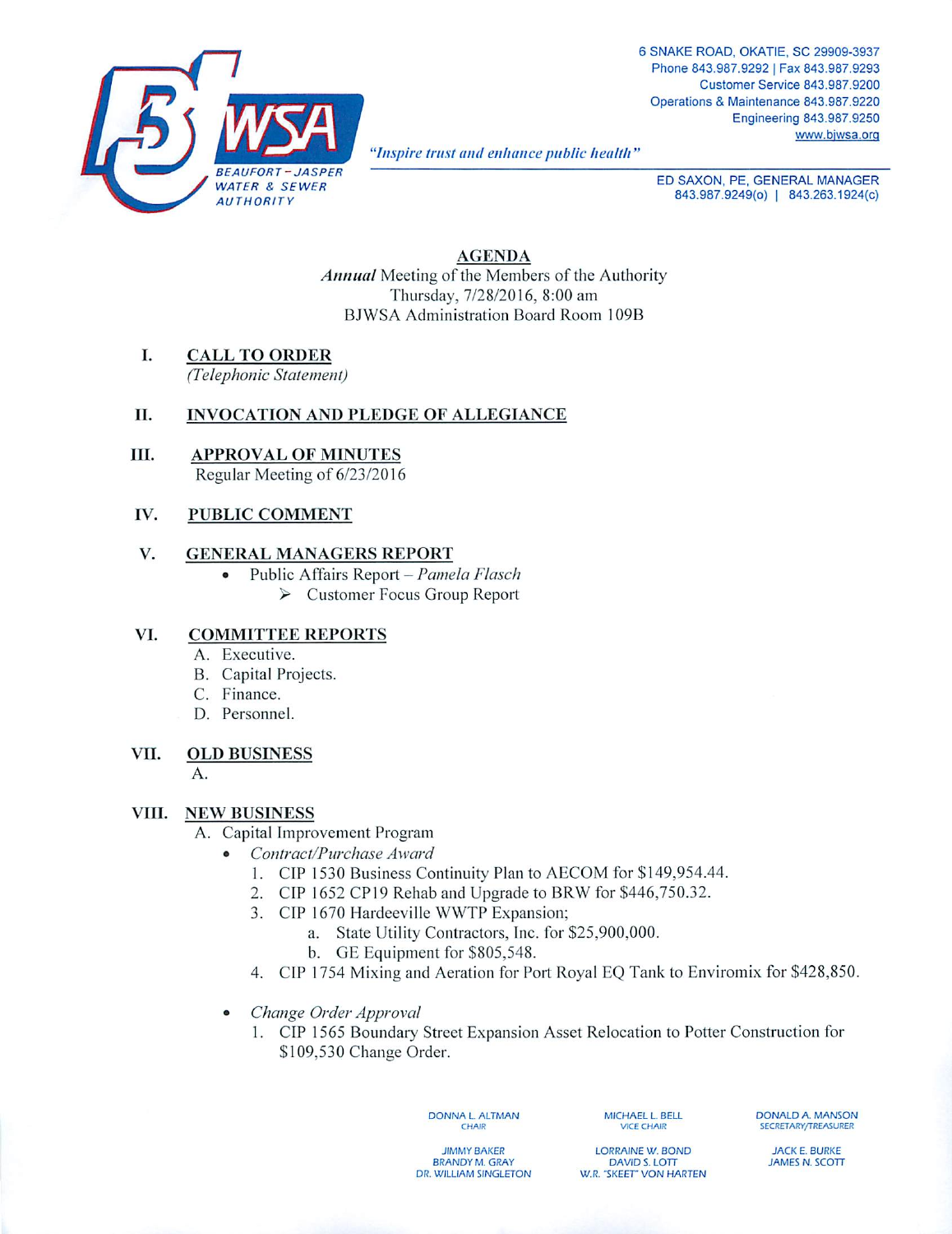BEAUFORT – JASPER WATER & SEWER AUTHORITY

6 SNAKE ROAD, OKATIE, SC 29909-3937
Phone 843.987.9292 | Fax 843.987.9293
Customer Service 843.987.9200
Operations & Maintenance 843.987.9220
Engineering 843.987.9250
www.bjwsa.org

*"Inspire trust and enhance public health"*

ED SAXON, PE, GENERAL MANAGER
843.987.9249(o) | 843.263.1924(c)

# AGENDA

***Annual*** Meeting of the Members of the Authority
Thursday, 7/28/2016, 8:00 am
BJWSA Administration Board Room 109B

## I. CALL TO ORDER

*(Telephonic Statement)*

## II. INVOCATION AND PLEDGE OF ALLEGIANCE

## III. APPROVAL OF MINUTES

Regular Meeting of 6/23/2016

## IV. PUBLIC COMMENT

## V. GENERAL MANAGERS REPORT

- Public Affairs Report – *Pamela Flasch*
  - Customer Focus Group Report

## VI. COMMITTEE REPORTS

A. Executive.
B. Capital Projects.
C. Finance.
D. Personnel.

## VII. OLD BUSINESS

A.

## VIII. NEW BUSINESS

A. Capital Improvement Program

- *Contract/Purchase Award*
  1. CIP 1530 Business Continuity Plan to AECOM for $149,954.44.
  2. CIP 1652 CP19 Rehab and Upgrade to BRW for $446,750.32.
  3. CIP 1670 Hardeeville WWTP Expansion;
     a. State Utility Contractors, Inc. for $25,900,000.
     b. GE Equipment for $805,548.
  4. CIP 1754 Mixing and Aeration for Port Royal EQ Tank to Enviromix for $428,850.

- *Change Order Approval*
  1. CIP 1565 Boundary Street Expansion Asset Relocation to Potter Construction for $109,530 Change Order.

DONNA L. ALTMAN, CHAIR | MICHAEL L. BELL, VICE CHAIR | DONALD A. MANSON, SECRETARY/TREASURER

JIMMY BAKER | LORRAINE W. BOND | JACK E. BURKE
BRANDY M. GRAY | DAVID S. LOTT | JAMES N. SCOTT
DR. WILLIAM SINGLETON | W.R. "SKEET" VON HARTEN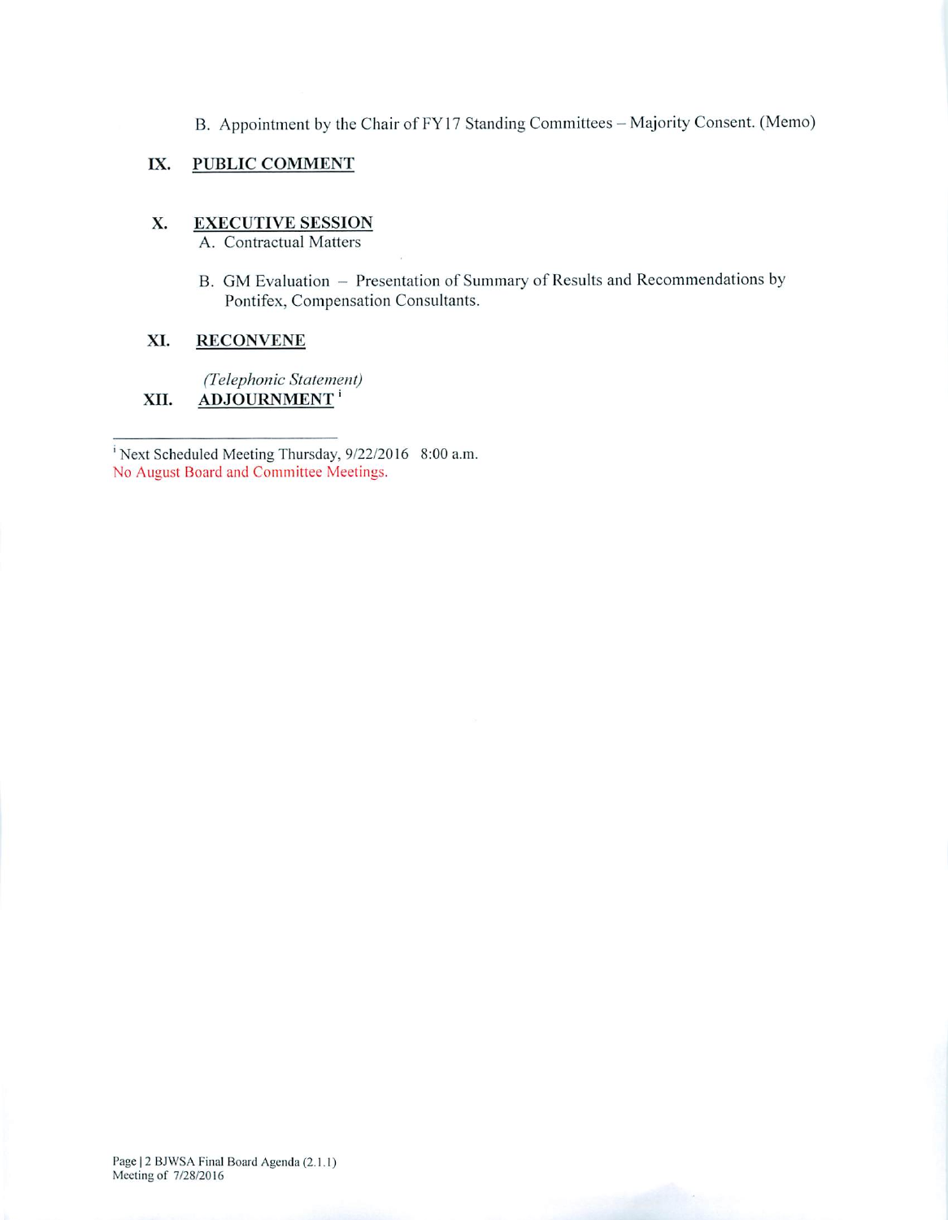B. Appointment by the Chair of FY17 Standing Committees – Majority Consent. (Memo)

## IX. PUBLIC COMMENT

## X. EXECUTIVE SESSION

A. Contractual Matters

B. GM Evaluation – Presentation of Summary of Results and Recommendations by Pontifex, Compensation Consultants.

## XI. RECONVENE

*(Telephonic Statement)*

## XII. ADJOURNMENT [i]

---

[i] Next Scheduled Meeting Thursday, 9/22/2016 8:00 a.m.
No August Board and Committee Meetings.